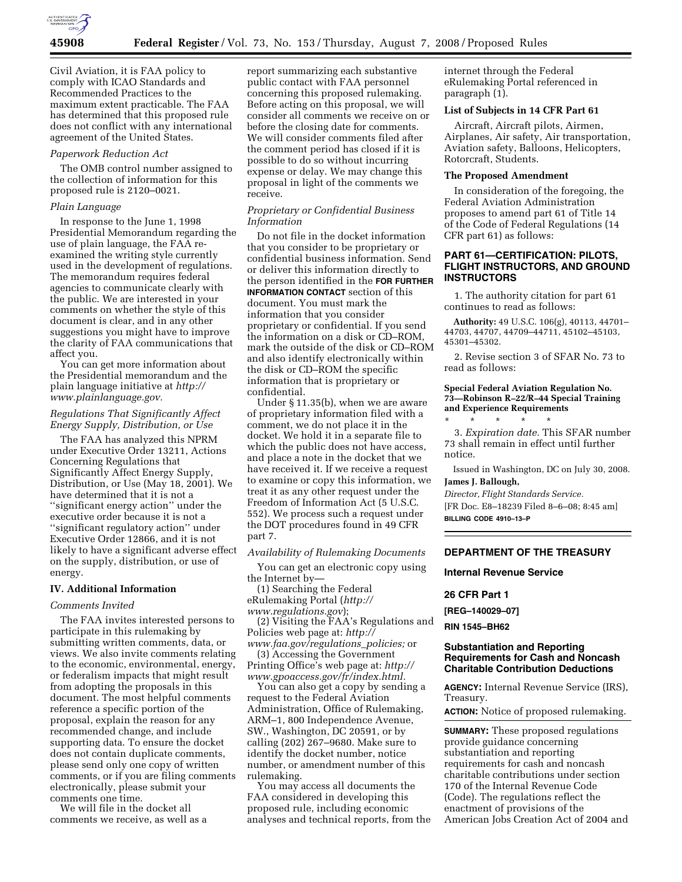Civil Aviation, it is FAA policy to comply with ICAO Standards and Recommended Practices to the maximum extent practicable. The FAA has determined that this proposed rule does not conflict with any international agreement of the United States.

*Paperwork Reduction Act*

The OMB control number assigned to the collection of information for this proposed rule is 2120–0021.

*Plain Language*

In response to the June 1, 1998 Presidential Memorandum regarding the use of plain language, the FAA re-examined the writing style currently used in the development of regulations. The memorandum requires federal agencies to communicate clearly with the public. We are interested in your comments on whether the style of this document is clear, and in any other suggestions you might have to improve the clarity of FAA communications that affect you.

You can get more information about the Presidential memorandum and the plain language initiative at *http://www.plainlanguage.gov.*

*Regulations That Significantly Affect Energy Supply, Distribution, or Use*

The FAA has analyzed this NPRM under Executive Order 13211, Actions Concerning Regulations that Significantly Affect Energy Supply, Distribution, or Use (May 18, 2001). We have determined that it is not a "significant energy action" under the executive order because it is not a "significant regulatory action" under Executive Order 12866, and it is not likely to have a significant adverse effect on the supply, distribution, or use of energy.

### IV. Additional Information

*Comments Invited*

The FAA invites interested persons to participate in this rulemaking by submitting written comments, data, or views. We also invite comments relating to the economic, environmental, energy, or federalism impacts that might result from adopting the proposals in this document. The most helpful comments reference a specific portion of the proposal, explain the reason for any recommended change, and include supporting data. To ensure the docket does not contain duplicate comments, please send only one copy of written comments, or if you are filing comments electronically, please submit your comments one time.

We will file in the docket all comments we receive, as well as a report summarizing each substantive public contact with FAA personnel concerning this proposed rulemaking. Before acting on this proposal, we will consider all comments we receive on or before the closing date for comments. We will consider comments filed after the comment period has closed if it is possible to do so without incurring expense or delay. We may change this proposal in light of the comments we receive.

*Proprietary or Confidential Business Information*

Do not file in the docket information that you consider to be proprietary or confidential business information. Send or deliver this information directly to the person identified in the **FOR FURTHER INFORMATION CONTACT** section of this document. You must mark the information that you consider proprietary or confidential. If you send the information on a disk or CD–ROM, mark the outside of the disk or CD–ROM and also identify electronically within the disk or CD–ROM the specific information that is proprietary or confidential.

Under § 11.35(b), when we are aware of proprietary information filed with a comment, we do not place it in the docket. We hold it in a separate file to which the public does not have access, and place a note in the docket that we have received it. If we receive a request to examine or copy this information, we treat it as any other request under the Freedom of Information Act (5 U.S.C. 552). We process such a request under the DOT procedures found in 49 CFR part 7.

*Availability of Rulemaking Documents*

You can get an electronic copy using the Internet by—

(1) Searching the Federal eRulemaking Portal (*http://www.regulations.gov*);

(2) Visiting the FAA's Regulations and Policies web page at: *http://www.faa.gov/regulations_policies;* or

(3) Accessing the Government Printing Office's web page at: *http://www.gpoaccess.gov/fr/index.html.*

You can also get a copy by sending a request to the Federal Aviation Administration, Office of Rulemaking, ARM–1, 800 Independence Avenue, SW., Washington, DC 20591, or by calling (202) 267–9680. Make sure to identify the docket number, notice number, or amendment number of this rulemaking.

You may access all documents the FAA considered in developing this proposed rule, including economic analyses and technical reports, from the internet through the Federal eRulemaking Portal referenced in paragraph (1).

**List of Subjects in 14 CFR Part 61**

Aircraft, Aircraft pilots, Airmen, Airplanes, Air safety, Air transportation, Aviation safety, Balloons, Helicopters, Rotorcraft, Students.

**The Proposed Amendment**

In consideration of the foregoing, the Federal Aviation Administration proposes to amend part 61 of Title 14 of the Code of Federal Regulations (14 CFR part 61) as follows:

## PART 61—CERTIFICATION: PILOTS, FLIGHT INSTRUCTORS, AND GROUND INSTRUCTORS

1. The authority citation for part 61 continues to read as follows:

**Authority:** 49 U.S.C. 106(g), 40113, 44701–44703, 44707, 44709–44711, 45102–45103, 45301–45302.

2. Revise section 3 of SFAR No. 73 to read as follows:

**Special Federal Aviation Regulation No. 73—Robinson R–22/R–44 Special Training and Experience Requirements**

\* \* \* \* \*

3. *Expiration date.* This SFAR number 73 shall remain in effect until further notice.

Issued in Washington, DC on July 30, 2008.

**James J. Ballough,**

*Director, Flight Standards Service.*

[FR Doc. E8–18239 Filed 8–6–08; 8:45 am]

**BILLING CODE 4910–13–P**

## DEPARTMENT OF THE TREASURY

### Internal Revenue Service

### 26 CFR Part 1

**[REG–140029–07]**

**RIN 1545–BH62**

### Substantiation and Reporting Requirements for Cash and Noncash Charitable Contribution Deductions

**AGENCY:** Internal Revenue Service (IRS), Treasury.

**ACTION:** Notice of proposed rulemaking.

**SUMMARY:** These proposed regulations provide guidance concerning substantiation and reporting requirements for cash and noncash charitable contributions under section 170 of the Internal Revenue Code (Code). The regulations reflect the enactment of provisions of the American Jobs Creation Act of 2004 and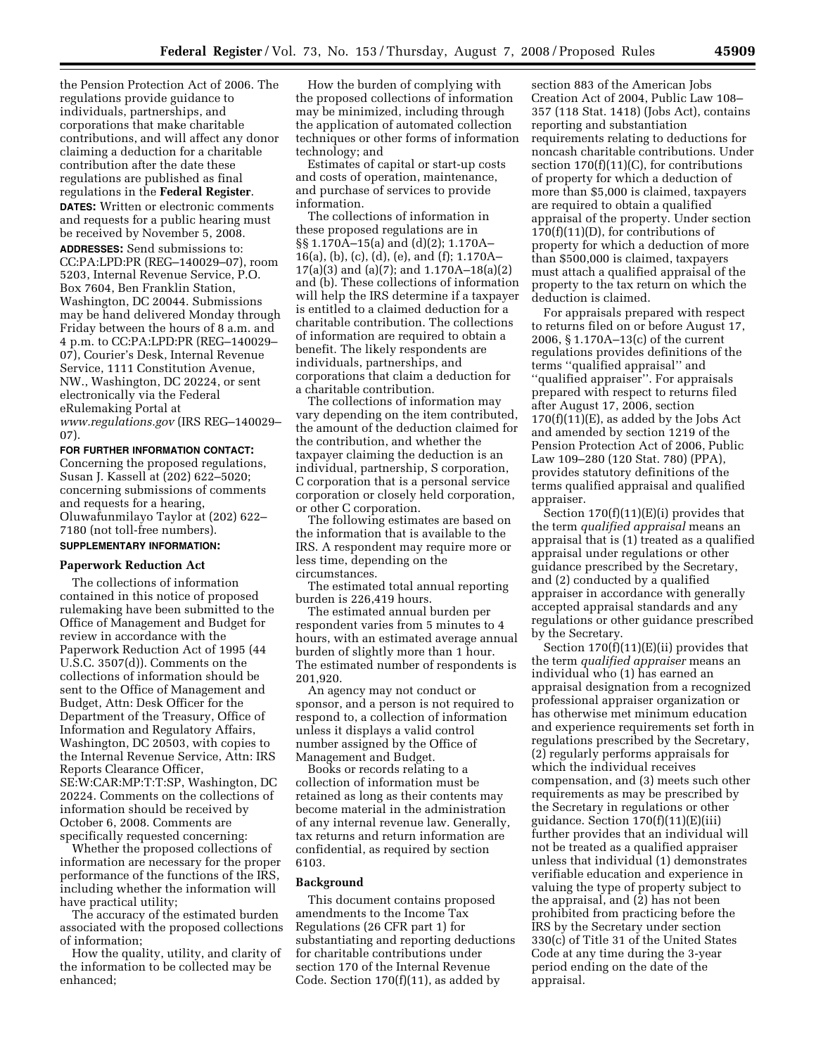the Pension Protection Act of 2006. The regulations provide guidance to individuals, partnerships, and corporations that make charitable contributions, and will affect any donor claiming a deduction for a charitable contribution after the date these regulations are published as final regulations in the **Federal Register**.

**DATES:** Written or electronic comments and requests for a public hearing must be received by November 5, 2008.

**ADDRESSES:** Send submissions to: CC:PA:LPD:PR (REG–140029–07), room 5203, Internal Revenue Service, P.O. Box 7604, Ben Franklin Station, Washington, DC 20044. Submissions may be hand delivered Monday through Friday between the hours of 8 a.m. and 4 p.m. to CC:PA:LPD:PR (REG–140029–07), Courier's Desk, Internal Revenue Service, 1111 Constitution Avenue, NW., Washington, DC 20224, or sent electronically via the Federal eRulemaking Portal at *www.regulations.gov* (IRS REG–140029–07).

**FOR FURTHER INFORMATION CONTACT:** Concerning the proposed regulations, Susan J. Kassell at (202) 622–5020; concerning submissions of comments and requests for a hearing, Oluwafunmilayo Taylor at (202) 622–7180 (not toll-free numbers).

**SUPPLEMENTARY INFORMATION:**

## Paperwork Reduction Act

The collections of information contained in this notice of proposed rulemaking have been submitted to the Office of Management and Budget for review in accordance with the Paperwork Reduction Act of 1995 (44 U.S.C. 3507(d)). Comments on the collections of information should be sent to the Office of Management and Budget, Attn: Desk Officer for the Department of the Treasury, Office of Information and Regulatory Affairs, Washington, DC 20503, with copies to the Internal Revenue Service, Attn: IRS Reports Clearance Officer, SE:W:CAR:MP:T:T:SP, Washington, DC 20224. Comments on the collections of information should be received by October 6, 2008. Comments are specifically requested concerning:

Whether the proposed collections of information are necessary for the proper performance of the functions of the IRS, including whether the information will have practical utility;

The accuracy of the estimated burden associated with the proposed collections of information;

How the quality, utility, and clarity of the information to be collected may be enhanced;

How the burden of complying with the proposed collections of information may be minimized, including through the application of automated collection techniques or other forms of information technology; and

Estimates of capital or start-up costs and costs of operation, maintenance, and purchase of services to provide information.

The collections of information in these proposed regulations are in §§ 1.170A–15(a) and (d)(2); 1.170A–16(a), (b), (c), (d), (e), and (f); 1.170A–17(a)(3) and (a)(7); and 1.170A–18(a)(2) and (b). These collections of information will help the IRS determine if a taxpayer is entitled to a claimed deduction for a charitable contribution. The collections of information are required to obtain a benefit. The likely respondents are individuals, partnerships, and corporations that claim a deduction for a charitable contribution.

The collections of information may vary depending on the item contributed, the amount of the deduction claimed for the contribution, and whether the taxpayer claiming the deduction is an individual, partnership, S corporation, C corporation that is a personal service corporation or closely held corporation, or other C corporation.

The following estimates are based on the information that is available to the IRS. A respondent may require more or less time, depending on the circumstances.

The estimated total annual reporting burden is 226,419 hours.

The estimated annual burden per respondent varies from 5 minutes to 4 hours, with an estimated average annual burden of slightly more than 1 hour. The estimated number of respondents is 201,920.

An agency may not conduct or sponsor, and a person is not required to respond to, a collection of information unless it displays a valid control number assigned by the Office of Management and Budget.

Books or records relating to a collection of information must be retained as long as their contents may become material in the administration of any internal revenue law. Generally, tax returns and return information are confidential, as required by section 6103.

## Background

This document contains proposed amendments to the Income Tax Regulations (26 CFR part 1) for substantiating and reporting deductions for charitable contributions under section 170 of the Internal Revenue Code. Section 170(f)(11), as added by section 883 of the American Jobs Creation Act of 2004, Public Law 108–357 (118 Stat. 1418) (Jobs Act), contains reporting and substantiation requirements relating to deductions for noncash charitable contributions. Under section 170(f)(11)(C), for contributions of property for which a deduction of more than $5,000 is claimed, taxpayers are required to obtain a qualified appraisal of the property. Under section 170(f)(11)(D), for contributions of property for which a deduction of more than $500,000 is claimed, taxpayers must attach a qualified appraisal of the property to the tax return on which the deduction is claimed.

For appraisals prepared with respect to returns filed on or before August 17, 2006, § 1.170A–13(c) of the current regulations provides definitions of the terms ''qualified appraisal'' and ''qualified appraiser''. For appraisals prepared with respect to returns filed after August 17, 2006, section 170(f)(11)(E), as added by the Jobs Act and amended by section 1219 of the Pension Protection Act of 2006, Public Law 109–280 (120 Stat. 780) (PPA), provides statutory definitions of the terms qualified appraisal and qualified appraiser.

Section 170(f)(11)(E)(i) provides that the term *qualified appraisal* means an appraisal that is (1) treated as a qualified appraisal under regulations or other guidance prescribed by the Secretary, and (2) conducted by a qualified appraiser in accordance with generally accepted appraisal standards and any regulations or other guidance prescribed by the Secretary.

Section 170(f)(11)(E)(ii) provides that the term *qualified appraiser* means an individual who (1) has earned an appraisal designation from a recognized professional appraiser organization or has otherwise met minimum education and experience requirements set forth in regulations prescribed by the Secretary, (2) regularly performs appraisals for which the individual receives compensation, and (3) meets such other requirements as may be prescribed by the Secretary in regulations or other guidance. Section 170(f)(11)(E)(iii) further provides that an individual will not be treated as a qualified appraiser unless that individual (1) demonstrates verifiable education and experience in valuing the type of property subject to the appraisal, and (2) has not been prohibited from practicing before the IRS by the Secretary under section 330(c) of Title 31 of the United States Code at any time during the 3-year period ending on the date of the appraisal.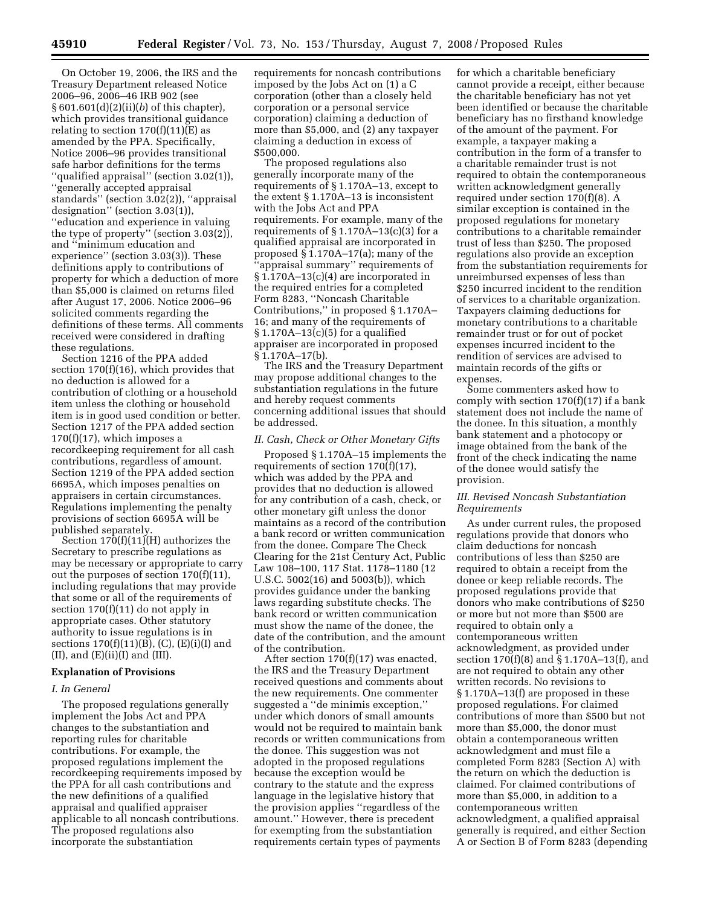On October 19, 2006, the IRS and the Treasury Department released Notice 2006–96, 2006–46 IRB 902 (see § 601.601(d)(2)(ii)(*b*) of this chapter), which provides transitional guidance relating to section 170(f)(11)(E) as amended by the PPA. Specifically, Notice 2006–96 provides transitional safe harbor definitions for the terms ''qualified appraisal'' (section 3.02(1)), ''generally accepted appraisal standards'' (section 3.02(2)), ''appraisal designation'' (section 3.03(1)), ''education and experience in valuing the type of property'' (section 3.03(2)), and ''minimum education and experience'' (section 3.03(3)). These definitions apply to contributions of property for which a deduction of more than $5,000 is claimed on returns filed after August 17, 2006. Notice 2006–96 solicited comments regarding the definitions of these terms. All comments received were considered in drafting these regulations.

Section 1216 of the PPA added section 170(f)(16), which provides that no deduction is allowed for a contribution of clothing or a household item unless the clothing or household item is in good used condition or better. Section 1217 of the PPA added section 170(f)(17), which imposes a recordkeeping requirement for all cash contributions, regardless of amount. Section 1219 of the PPA added section 6695A, which imposes penalties on appraisers in certain circumstances. Regulations implementing the penalty provisions of section 6695A will be published separately.

Section 170(f)(11)(H) authorizes the Secretary to prescribe regulations as may be necessary or appropriate to carry out the purposes of section 170(f)(11), including regulations that may provide that some or all of the requirements of section 170(f)(11) do not apply in appropriate cases. Other statutory authority to issue regulations is in sections 170(f)(11)(B), (C), (E)(i)(I) and (II), and (E)(ii)(I) and (III).

## Explanation of Provisions

### *I. In General*

The proposed regulations generally implement the Jobs Act and PPA changes to the substantiation and reporting rules for charitable contributions. For example, the proposed regulations implement the recordkeeping requirements imposed by the PPA for all cash contributions and the new definitions of a qualified appraisal and qualified appraiser applicable to all noncash contributions. The proposed regulations also incorporate the substantiation requirements for noncash contributions imposed by the Jobs Act on (1) a C corporation (other than a closely held corporation or a personal service corporation) claiming a deduction of more than $5,000, and (2) any taxpayer claiming a deduction in excess of $500,000.

The proposed regulations also generally incorporate many of the requirements of § 1.170A–13, except to the extent § 1.170A–13 is inconsistent with the Jobs Act and PPA requirements. For example, many of the requirements of § 1.170A–13(c)(3) for a qualified appraisal are incorporated in proposed § 1.170A–17(a); many of the ''appraisal summary'' requirements of § 1.170A–13(c)(4) are incorporated in the required entries for a completed Form 8283, ''Noncash Charitable Contributions,'' in proposed § 1.170A–16; and many of the requirements of § 1.170A–13(c)(5) for a qualified appraiser are incorporated in proposed § 1.170A–17(b).

The IRS and the Treasury Department may propose additional changes to the substantiation regulations in the future and hereby request comments concerning additional issues that should be addressed.

### *II. Cash, Check or Other Monetary Gifts*

Proposed § 1.170A–15 implements the requirements of section 170(f)(17), which was added by the PPA and provides that no deduction is allowed for any contribution of a cash, check, or other monetary gift unless the donor maintains as a record of the contribution a bank record or written communication from the donee. Compare The Check Clearing for the 21st Century Act, Public Law 108–100, 117 Stat. 1178–1180 (12 U.S.C. 5002(16) and 5003(b)), which provides guidance under the banking laws regarding substitute checks. The bank record or written communication must show the name of the donee, the date of the contribution, and the amount of the contribution.

After section 170(f)(17) was enacted, the IRS and the Treasury Department received questions and comments about the new requirements. One commenter suggested a ''de minimis exception,'' under which donors of small amounts would not be required to maintain bank records or written communications from the donee. This suggestion was not adopted in the proposed regulations because the exception would be contrary to the statute and the express language in the legislative history that the provision applies ''regardless of the amount.'' However, there is precedent for exempting from the substantiation requirements certain types of payments for which a charitable beneficiary cannot provide a receipt, either because the charitable beneficiary has not yet been identified or because the charitable beneficiary has no firsthand knowledge of the amount of the payment. For example, a taxpayer making a contribution in the form of a transfer to a charitable remainder trust is not required to obtain the contemporaneous written acknowledgment generally required under section 170(f)(8). A similar exception is contained in the proposed regulations for monetary contributions to a charitable remainder trust of less than $250. The proposed regulations also provide an exception from the substantiation requirements for unreimbursed expenses of less than $250 incurred incident to the rendition of services to a charitable organization. Taxpayers claiming deductions for monetary contributions to a charitable remainder trust or for out of pocket expenses incurred incident to the rendition of services are advised to maintain records of the gifts or expenses.

Some commenters asked how to comply with section 170(f)(17) if a bank statement does not include the name of the donee. In this situation, a monthly bank statement and a photocopy or image obtained from the bank of the front of the check indicating the name of the donee would satisfy the provision.

### *III. Revised Noncash Substantiation Requirements*

As under current rules, the proposed regulations provide that donors who claim deductions for noncash contributions of less than $250 are required to obtain a receipt from the donee or keep reliable records. The proposed regulations provide that donors who make contributions of $250 or more but not more than $500 are required to obtain only a contemporaneous written acknowledgment, as provided under section 170(f)(8) and § 1.170A–13(f), and are not required to obtain any other written records. No revisions to § 1.170A–13(f) are proposed in these proposed regulations. For claimed contributions of more than $500 but not more than $5,000, the donor must obtain a contemporaneous written acknowledgment and must file a completed Form 8283 (Section A) with the return on which the deduction is claimed. For claimed contributions of more than $5,000, in addition to a contemporaneous written acknowledgment, a qualified appraisal generally is required, and either Section A or Section B of Form 8283 (depending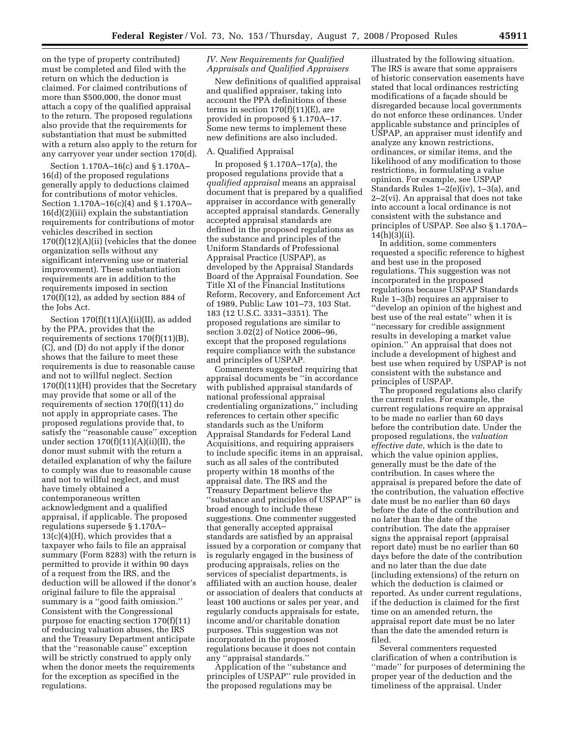on the type of property contributed) must be completed and filed with the return on which the deduction is claimed. For claimed contributions of more than $500,000, the donor must attach a copy of the qualified appraisal to the return. The proposed regulations also provide that the requirements for substantiation that must be submitted with a return also apply to the return for any carryover year under section 170(d).

Section 1.170A–16(c) and § 1.170A–16(d) of the proposed regulations generally apply to deductions claimed for contributions of motor vehicles. Section 1.170A–16(c)(4) and § 1.170A–16(d)(2)(iii) explain the substantiation requirements for contributions of motor vehicles described in section 170(f)(12)(A)(ii) (vehicles that the donee organization sells without any significant intervening use or material improvement). These substantiation requirements are in addition to the requirements imposed in section 170(f)(12), as added by section 884 of the Jobs Act.

Section 170(f)(11)(A)(ii)(II), as added by the PPA, provides that the requirements of sections 170(f)(11)(B), (C), and (D) do not apply if the donor shows that the failure to meet these requirements is due to reasonable cause and not to willful neglect. Section 170(f)(11)(H) provides that the Secretary may provide that some or all of the requirements of section 170(f)(11) do not apply in appropriate cases. The proposed regulations provide that, to satisfy the "reasonable cause" exception under section 170(f)(11)(A)(ii)(II), the donor must submit with the return a detailed explanation of why the failure to comply was due to reasonable cause and not to willful neglect, and must have timely obtained a contemporaneous written acknowledgment and a qualified appraisal, if applicable. The proposed regulations supersede § 1.170A–13(c)(4)(H), which provides that a taxpayer who fails to file an appraisal summary (Form 8283) with the return is permitted to provide it within 90 days of a request from the IRS, and the deduction will be allowed if the donor's original failure to file the appraisal summary is a "good faith omission." Consistent with the Congressional purpose for enacting section 170(f)(11) of reducing valuation abuses, the IRS and the Treasury Department anticipate that the "reasonable cause" exception will be strictly construed to apply only when the donor meets the requirements for the exception as specified in the regulations.

### *IV. New Requirements for Qualified Appraisals and Qualified Appraisers*

New definitions of qualified appraisal and qualified appraiser, taking into account the PPA definitions of these terms in section 170(f)(11)(E), are provided in proposed § 1.170A–17. Some new terms to implement these new definitions are also included.

#### A. Qualified Appraisal

In proposed § 1.170A–17(a), the proposed regulations provide that a *qualified appraisal* means an appraisal document that is prepared by a qualified appraiser in accordance with generally accepted appraisal standards. Generally accepted appraisal standards are defined in the proposed regulations as the substance and principles of the Uniform Standards of Professional Appraisal Practice (USPAP), as developed by the Appraisal Standards Board of the Appraisal Foundation. See Title XI of the Financial Institutions Reform, Recovery, and Enforcement Act of 1989, Public Law 101–73, 103 Stat. 183 (12 U.S.C. 3331–3351). The proposed regulations are similar to section 3.02(2) of Notice 2006–96, except that the proposed regulations require compliance with the substance and principles of USPAP.

Commenters suggested requiring that appraisal documents be "in accordance with published appraisal standards of national professional appraisal credentialing organizations," including references to certain other specific standards such as the Uniform Appraisal Standards for Federal Land Acquisitions, and requiring appraisers to include specific items in an appraisal, such as all sales of the contributed property within 18 months of the appraisal date. The IRS and the Treasury Department believe the "substance and principles of USPAP" is broad enough to include these suggestions. One commenter suggested that generally accepted appraisal standards are satisfied by an appraisal issued by a corporation or company that is regularly engaged in the business of producing appraisals, relies on the services of specialist departments, is affiliated with an auction house, dealer or association of dealers that conducts at least 100 auctions or sales per year, and regularly conducts appraisals for estate, income and/or charitable donation purposes. This suggestion was not incorporated in the proposed regulations because it does not contain any "appraisal standards."

Application of the "substance and principles of USPAP" rule provided in the proposed regulations may be illustrated by the following situation. The IRS is aware that some appraisers of historic conservation easements have stated that local ordinances restricting modifications of a façade should be disregarded because local governments do not enforce these ordinances. Under applicable substance and principles of USPAP, an appraiser must identify and analyze any known restrictions, ordinances, or similar items, and the likelihood of any modification to those restrictions, in formulating a value opinion. For example, see USPAP Standards Rules 1–2(e)(iv), 1–3(a), and 2–2(vi). An appraisal that does not take into account a local ordinance is not consistent with the substance and principles of USPAP. See also § 1.170A–14(h)(3)(ii).

In addition, some commenters requested a specific reference to highest and best use in the proposed regulations. This suggestion was not incorporated in the proposed regulations because USPAP Standards Rule 1–3(b) requires an appraiser to "develop an opinion of the highest and best use of the real estate" when it is "necessary for credible assignment results in developing a market value opinion." An appraisal that does not include a development of highest and best use when required by USPAP is not consistent with the substance and principles of USPAP.

The proposed regulations also clarify the current rules. For example, the current regulations require an appraisal to be made no earlier than 60 days before the contribution date. Under the proposed regulations, the *valuation effective date*, which is the date to which the value opinion applies, generally must be the date of the contribution. In cases where the appraisal is prepared before the date of the contribution, the valuation effective date must be no earlier than 60 days before the date of the contribution and no later than the date of the contribution. The date the appraiser signs the appraisal report (appraisal report date) must be no earlier than 60 days before the date of the contribution and no later than the due date (including extensions) of the return on which the deduction is claimed or reported. As under current regulations, if the deduction is claimed for the first time on an amended return, the appraisal report date must be no later than the date the amended return is filed.

Several commenters requested clarification of when a contribution is "made" for purposes of determining the proper year of the deduction and the timeliness of the appraisal. Under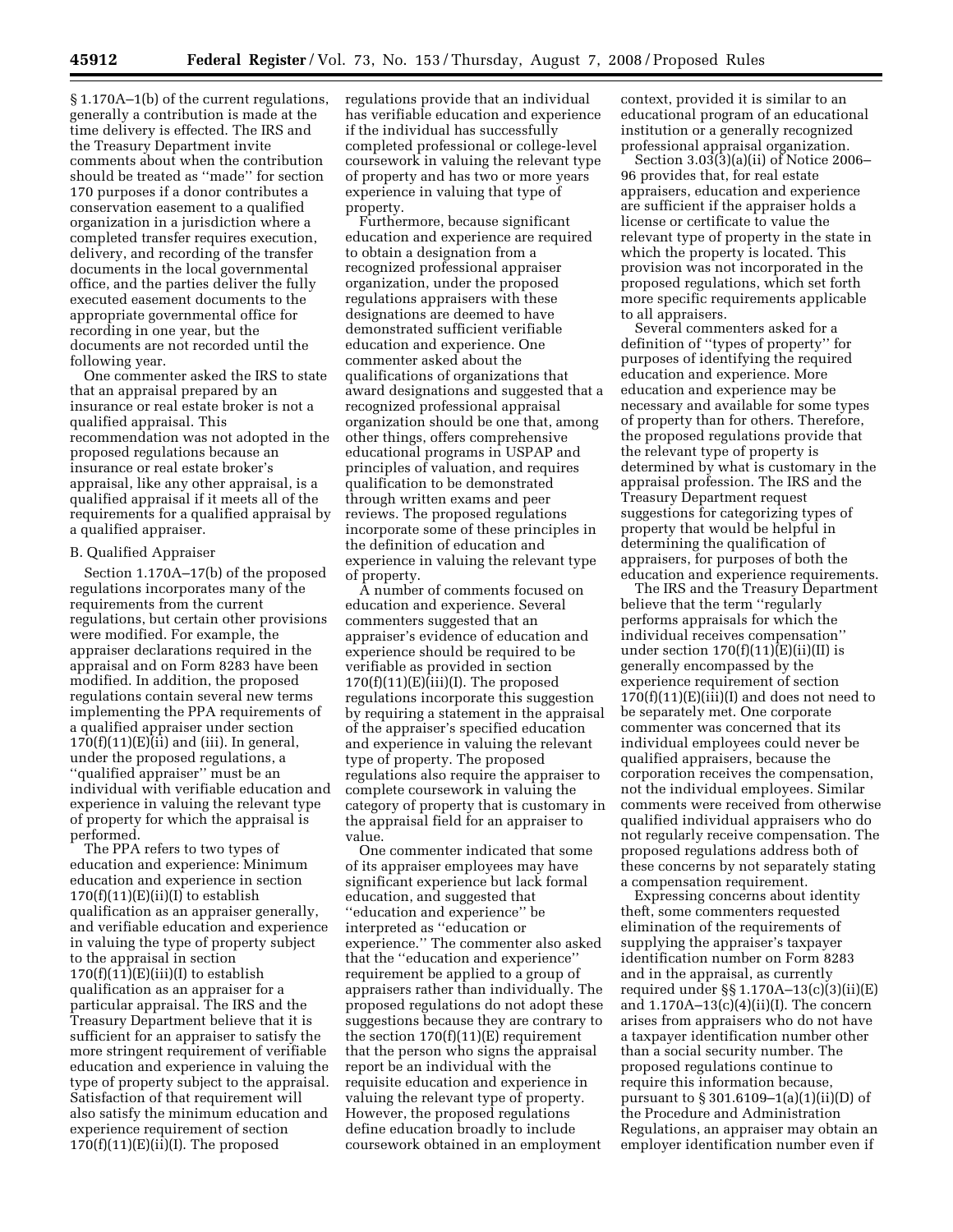§ 1.170A–1(b) of the current regulations, generally a contribution is made at the time delivery is effected. The IRS and the Treasury Department invite comments about when the contribution should be treated as ''made'' for section 170 purposes if a donor contributes a conservation easement to a qualified organization in a jurisdiction where a completed transfer requires execution, delivery, and recording of the transfer documents in the local governmental office, and the parties deliver the fully executed easement documents to the appropriate governmental office for recording in one year, but the documents are not recorded until the following year.

One commenter asked the IRS to state that an appraisal prepared by an insurance or real estate broker is not a qualified appraisal. This recommendation was not adopted in the proposed regulations because an insurance or real estate broker's appraisal, like any other appraisal, is a qualified appraisal if it meets all of the requirements for a qualified appraisal by a qualified appraiser.

### B. Qualified Appraiser

Section 1.170A–17(b) of the proposed regulations incorporates many of the requirements from the current regulations, but certain other provisions were modified. For example, the appraiser declarations required in the appraisal and on Form 8283 have been modified. In addition, the proposed regulations contain several new terms implementing the PPA requirements of a qualified appraiser under section 170(f)(11)(E)(ii) and (iii). In general, under the proposed regulations, a ''qualified appraiser'' must be an individual with verifiable education and experience in valuing the relevant type of property for which the appraisal is performed.

The PPA refers to two types of education and experience: Minimum education and experience in section 170(f)(11)(E)(ii)(I) to establish qualification as an appraiser generally, and verifiable education and experience in valuing the type of property subject to the appraisal in section 170(f)(11)(E)(iii)(I) to establish qualification as an appraiser for a particular appraisal. The IRS and the Treasury Department believe that it is sufficient for an appraiser to satisfy the more stringent requirement of verifiable education and experience in valuing the type of property subject to the appraisal. Satisfaction of that requirement will also satisfy the minimum education and experience requirement of section 170(f)(11)(E)(ii)(I). The proposed regulations provide that an individual has verifiable education and experience if the individual has successfully completed professional or college-level coursework in valuing the relevant type of property and has two or more years experience in valuing that type of property.

Furthermore, because significant education and experience are required to obtain a designation from a recognized professional appraiser organization, under the proposed regulations appraisers with these designations are deemed to have demonstrated sufficient verifiable education and experience. One commenter asked about the qualifications of organizations that award designations and suggested that a recognized professional appraisal organization should be one that, among other things, offers comprehensive educational programs in USPAP and principles of valuation, and requires qualification to be demonstrated through written exams and peer reviews. The proposed regulations incorporate some of these principles in the definition of education and experience in valuing the relevant type of property.

A number of comments focused on education and experience. Several commenters suggested that an appraiser's evidence of education and experience should be required to be verifiable as provided in section 170(f)(11)(E)(iii)(I). The proposed regulations incorporate this suggestion by requiring a statement in the appraisal of the appraiser's specified education and experience in valuing the relevant type of property. The proposed regulations also require the appraiser to complete coursework in valuing the category of property that is customary in the appraisal field for an appraiser to value.

One commenter indicated that some of its appraiser employees may have significant experience but lack formal education, and suggested that ''education and experience'' be interpreted as ''education or experience.'' The commenter also asked that the ''education and experience'' requirement be applied to a group of appraisers rather than individually. The proposed regulations do not adopt these suggestions because they are contrary to the section 170(f)(11)(E) requirement that the person who signs the appraisal report be an individual with the requisite education and experience in valuing the relevant type of property. However, the proposed regulations define education broadly to include coursework obtained in an employment context, provided it is similar to an educational program of an educational institution or a generally recognized professional appraisal organization.

Section 3.03(3)(a)(ii) of Notice 2006–96 provides that, for real estate appraisers, education and experience are sufficient if the appraiser holds a license or certificate to value the relevant type of property in the state in which the property is located. This provision was not incorporated in the proposed regulations, which set forth more specific requirements applicable to all appraisers.

Several commenters asked for a definition of ''types of property'' for purposes of identifying the required education and experience. More education and experience may be necessary and available for some types of property than for others. Therefore, the proposed regulations provide that the relevant type of property is determined by what is customary in the appraisal profession. The IRS and the Treasury Department request suggestions for categorizing types of property that would be helpful in determining the qualification of appraisers, for purposes of both the education and experience requirements.

The IRS and the Treasury Department believe that the term ''regularly performs appraisals for which the individual receives compensation'' under section 170(f)(11)(E)(ii)(II) is generally encompassed by the experience requirement of section 170(f)(11)(E)(iii)(I) and does not need to be separately met. One corporate commenter was concerned that its individual employees could never be qualified appraisers, because the corporation receives the compensation, not the individual employees. Similar comments were received from otherwise qualified individual appraisers who do not regularly receive compensation. The proposed regulations address both of these concerns by not separately stating a compensation requirement.

Expressing concerns about identity theft, some commenters requested elimination of the requirements of supplying the appraiser's taxpayer identification number on Form 8283 and in the appraisal, as currently required under §§ 1.170A–13(c)(3)(ii)(E) and 1.170A–13(c)(4)(ii)(I). The concern arises from appraisers who do not have a taxpayer identification number other than a social security number. The proposed regulations continue to require this information because, pursuant to § 301.6109–1(a)(1)(ii)(D) of the Procedure and Administration Regulations, an appraiser may obtain an employer identification number even if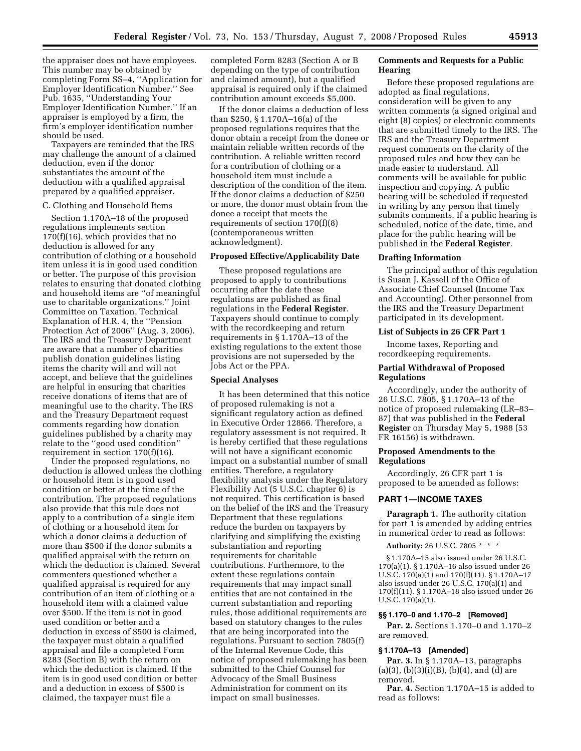the appraiser does not have employees. This number may be obtained by completing Form SS–4, ''Application for Employer Identification Number.'' See Pub. 1635, ''Understanding Your Employer Identification Number.'' If an appraiser is employed by a firm, the firm's employer identification number should be used.

Taxpayers are reminded that the IRS may challenge the amount of a claimed deduction, even if the donor substantiates the amount of the deduction with a qualified appraisal prepared by a qualified appraiser.

C. Clothing and Household Items

Section 1.170A–18 of the proposed regulations implements section 170(f)(16), which provides that no deduction is allowed for any contribution of clothing or a household item unless it is in good used condition or better. The purpose of this provision relates to ensuring that donated clothing and household items are ''of meaningful use to charitable organizations.'' Joint Committee on Taxation, Technical Explanation of H.R. 4, the ''Pension Protection Act of 2006'' (Aug. 3, 2006). The IRS and the Treasury Department are aware that a number of charities publish donation guidelines listing items the charity will and will not accept, and believe that the guidelines are helpful in ensuring that charities receive donations of items that are of meaningful use to the charity. The IRS and the Treasury Department request comments regarding how donation guidelines published by a charity may relate to the ''good used condition'' requirement in section 170(f)(16).

Under the proposed regulations, no deduction is allowed unless the clothing or household item is in good used condition or better at the time of the contribution. The proposed regulations also provide that this rule does not apply to a contribution of a single item of clothing or a household item for which a donor claims a deduction of more than $500 if the donor submits a qualified appraisal with the return on which the deduction is claimed. Several commenters questioned whether a qualified appraisal is required for any contribution of an item of clothing or a household item with a claimed value over $500. If the item is not in good used condition or better and a deduction in excess of $500 is claimed, the taxpayer must obtain a qualified appraisal and file a completed Form 8283 (Section B) with the return on which the deduction is claimed. If the item is in good used condition or better and a deduction in excess of $500 is claimed, the taxpayer must file a completed Form 8283 (Section A or B depending on the type of contribution and claimed amount), but a qualified appraisal is required only if the claimed contribution amount exceeds $5,000.

If the donor claims a deduction of less than $250, § 1.170A–16(a) of the proposed regulations requires that the donor obtain a receipt from the donee or maintain reliable written records of the contribution. A reliable written record for a contribution of clothing or a household item must include a description of the condition of the item. If the donor claims a deduction of $250 or more, the donor must obtain from the donee a receipt that meets the requirements of section 170(f)(8) (contemporaneous written acknowledgment).

**Proposed Effective/Applicability Date**

These proposed regulations are proposed to apply to contributions occurring after the date these regulations are published as final regulations in the **Federal Register**. Taxpayers should continue to comply with the recordkeeping and return requirements in § 1.170A–13 of the existing regulations to the extent those provisions are not superseded by the Jobs Act or the PPA.

**Special Analyses**

It has been determined that this notice of proposed rulemaking is not a significant regulatory action as defined in Executive Order 12866. Therefore, a regulatory assessment is not required. It is hereby certified that these regulations will not have a significant economic impact on a substantial number of small entities. Therefore, a regulatory flexibility analysis under the Regulatory Flexibility Act (5 U.S.C. chapter 6) is not required. This certification is based on the belief of the IRS and the Treasury Department that these regulations reduce the burden on taxpayers by clarifying and simplifying the existing substantiation and reporting requirements for charitable contributions. Furthermore, to the extent these regulations contain requirements that may impact small entities that are not contained in the current substantiation and reporting rules, those additional requirements are based on statutory changes to the rules that are being incorporated into the regulations. Pursuant to section 7805(f) of the Internal Revenue Code, this notice of proposed rulemaking has been submitted to the Chief Counsel for Advocacy of the Small Business Administration for comment on its impact on small businesses.

**Comments and Requests for a Public Hearing**

Before these proposed regulations are adopted as final regulations, consideration will be given to any written comments (a signed original and eight (8) copies) or electronic comments that are submitted timely to the IRS. The IRS and the Treasury Department request comments on the clarity of the proposed rules and how they can be made easier to understand. All comments will be available for public inspection and copying. A public hearing will be scheduled if requested in writing by any person that timely submits comments. If a public hearing is scheduled, notice of the date, time, and place for the public hearing will be published in the **Federal Register**.

**Drafting Information**

The principal author of this regulation is Susan J. Kassell of the Office of Associate Chief Counsel (Income Tax and Accounting). Other personnel from the IRS and the Treasury Department participated in its development.

**List of Subjects in 26 CFR Part 1**

Income taxes, Reporting and recordkeeping requirements.

**Partial Withdrawal of Proposed Regulations**

Accordingly, under the authority of 26 U.S.C. 7805, § 1.170A–13 of the notice of proposed rulemaking (LR–83–87) that was published in the **Federal Register** on Thursday May 5, 1988 (53 FR 16156) is withdrawn.

**Proposed Amendments to the Regulations**

Accordingly, 26 CFR part 1 is proposed to be amended as follows:

## PART 1—INCOME TAXES

**Paragraph 1.** The authority citation for part 1 is amended by adding entries in numerical order to read as follows:

**Authority:** 26 U.S.C. 7805 * * *

§ 1.170A–15 also issued under 26 U.S.C. 170(a)(1). § 1.170A–16 also issued under 26 U.S.C. 170(a)(1) and 170(f)(11). § 1.170A–17 also issued under 26 U.S.C. 170(a)(1) and 170(f)(11). § 1.170A–18 also issued under 26 U.S.C. 170(a)(1).

### §§ 1.170–0 and 1.170–2 [Removed]

**Par. 2.** Sections 1.170–0 and 1.170–2 are removed.

### § 1.170A–13 [Amended]

**Par. 3.** In § 1.170A–13, paragraphs (a)(3), (b)(3)(i)(B), (b)(4), and (d) are removed.

**Par. 4.** Section 1.170A–15 is added to read as follows: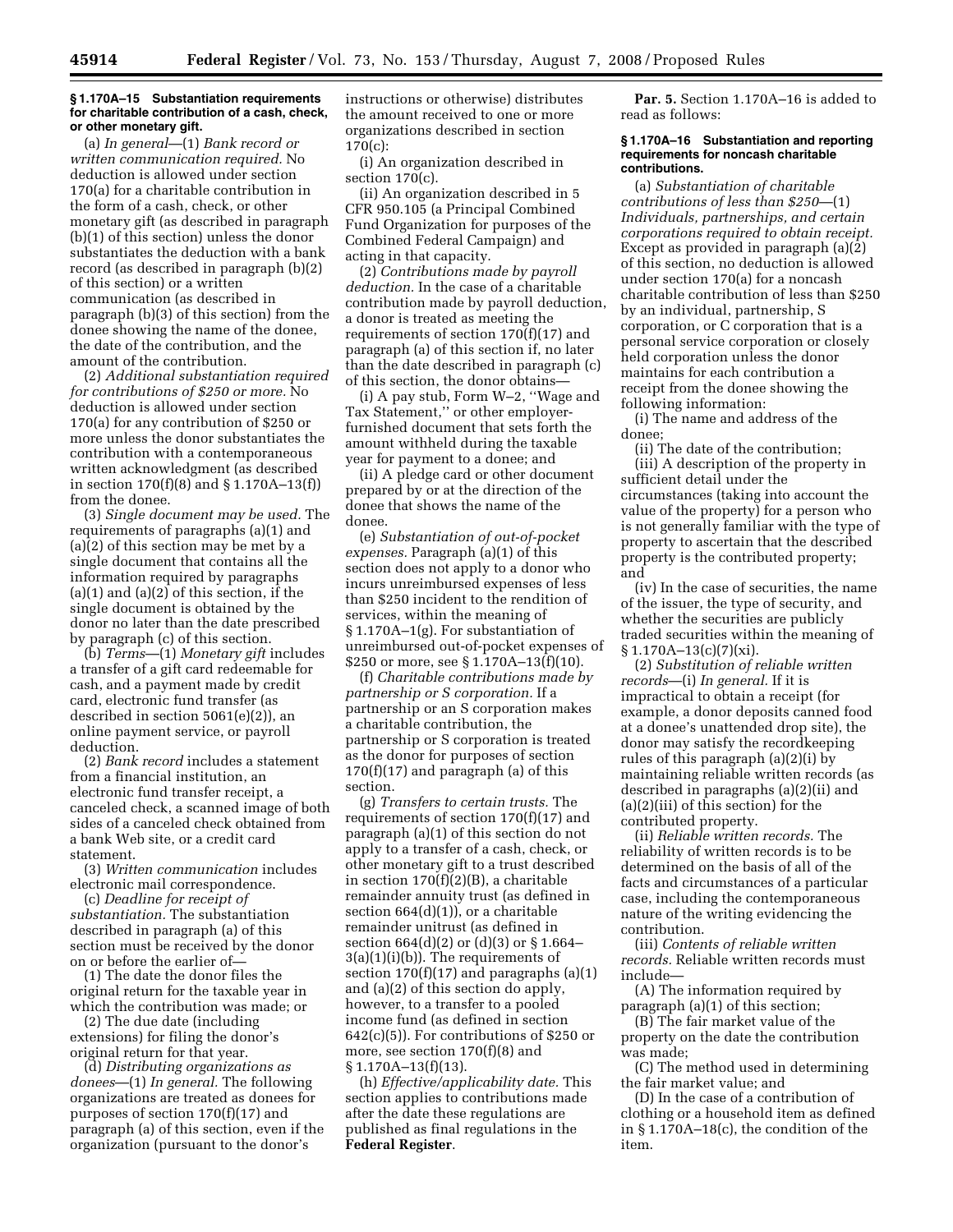**§ 1.170A–15 Substantiation requirements for charitable contribution of a cash, check, or other monetary gift.**

(a) *In general*—(1) *Bank record or written communication required.* No deduction is allowed under section 170(a) for a charitable contribution in the form of a cash, check, or other monetary gift (as described in paragraph (b)(1) of this section) unless the donor substantiates the deduction with a bank record (as described in paragraph (b)(2) of this section) or a written communication (as described in paragraph (b)(3) of this section) from the donee showing the name of the donee, the date of the contribution, and the amount of the contribution.

(2) *Additional substantiation required for contributions of $250 or more.* No deduction is allowed under section 170(a) for any contribution of $250 or more unless the donor substantiates the contribution with a contemporaneous written acknowledgment (as described in section 170(f)(8) and § 1.170A–13(f)) from the donee.

(3) *Single document may be used.* The requirements of paragraphs (a)(1) and (a)(2) of this section may be met by a single document that contains all the information required by paragraphs (a)(1) and (a)(2) of this section, if the single document is obtained by the donor no later than the date prescribed by paragraph (c) of this section.

(b) *Terms*—(1) *Monetary gift* includes a transfer of a gift card redeemable for cash, and a payment made by credit card, electronic fund transfer (as described in section 5061(e)(2)), an online payment service, or payroll deduction.

(2) *Bank record* includes a statement from a financial institution, an electronic fund transfer receipt, a canceled check, a scanned image of both sides of a canceled check obtained from a bank Web site, or a credit card statement.

(3) *Written communication* includes electronic mail correspondence.

(c) *Deadline for receipt of substantiation.* The substantiation described in paragraph (a) of this section must be received by the donor on or before the earlier of—

(1) The date the donor files the original return for the taxable year in which the contribution was made; or

(2) The due date (including extensions) for filing the donor's original return for that year.

(d) *Distributing organizations as donees*—(1) *In general.* The following organizations are treated as donees for purposes of section 170(f)(17) and paragraph (a) of this section, even if the organization (pursuant to the donor's instructions or otherwise) distributes the amount received to one or more organizations described in section 170(c):

(i) An organization described in section 170(c).

(ii) An organization described in 5 CFR 950.105 (a Principal Combined Fund Organization for purposes of the Combined Federal Campaign) and acting in that capacity.

(2) *Contributions made by payroll deduction.* In the case of a charitable contribution made by payroll deduction, a donor is treated as meeting the requirements of section 170(f)(17) and paragraph (a) of this section if, no later than the date described in paragraph (c) of this section, the donor obtains—

(i) A pay stub, Form W–2, ''Wage and Tax Statement,'' or other employer-furnished document that sets forth the amount withheld during the taxable year for payment to a donee; and

(ii) A pledge card or other document prepared by or at the direction of the donee that shows the name of the donee.

(e) *Substantiation of out-of-pocket expenses.* Paragraph (a)(1) of this section does not apply to a donor who incurs unreimbursed expenses of less than $250 incident to the rendition of services, within the meaning of § 1.170A–1(g). For substantiation of unreimbursed out-of-pocket expenses of $250 or more, see § 1.170A–13(f)(10).

(f) *Charitable contributions made by partnership or S corporation.* If a partnership or an S corporation makes a charitable contribution, the partnership or S corporation is treated as the donor for purposes of section 170(f)(17) and paragraph (a) of this section.

(g) *Transfers to certain trusts.* The requirements of section 170(f)(17) and paragraph (a)(1) of this section do not apply to a transfer of a cash, check, or other monetary gift to a trust described in section 170(f)(2)(B), a charitable remainder annuity trust (as defined in section 664(d)(1)), or a charitable remainder unitrust (as defined in section 664(d)(2) or (d)(3) or § 1.664–3(a)(1)(i)(b)). The requirements of section 170(f)(17) and paragraphs (a)(1) and (a)(2) of this section do apply, however, to a transfer to a pooled income fund (as defined in section 642(c)(5)). For contributions of $250 or more, see section 170(f)(8) and § 1.170A–13(f)(13).

(h) *Effective/applicability date.* This section applies to contributions made after the date these regulations are published as final regulations in the **Federal Register**.

**Par. 5.** Section 1.170A–16 is added to read as follows:

**§ 1.170A–16 Substantiation and reporting requirements for noncash charitable contributions.**

(a) *Substantiation of charitable contributions of less than $250*—(1) *Individuals, partnerships, and certain corporations required to obtain receipt.* Except as provided in paragraph (a)(2) of this section, no deduction is allowed under section 170(a) for a noncash charitable contribution of less than $250 by an individual, partnership, S corporation, or C corporation that is a personal service corporation or closely held corporation unless the donor maintains for each contribution a receipt from the donee showing the following information:

(i) The name and address of the donee;

(ii) The date of the contribution;

(iii) A description of the property in sufficient detail under the circumstances (taking into account the value of the property) for a person who is not generally familiar with the type of property to ascertain that the described property is the contributed property; and

(iv) In the case of securities, the name of the issuer, the type of security, and whether the securities are publicly traded securities within the meaning of § 1.170A–13(c)(7)(xi).

(2) *Substitution of reliable written records*—(i) *In general.* If it is impractical to obtain a receipt (for example, a donor deposits canned food at a donee's unattended drop site), the donor may satisfy the recordkeeping rules of this paragraph (a)(2)(i) by maintaining reliable written records (as described in paragraphs (a)(2)(ii) and (a)(2)(iii) of this section) for the contributed property.

(ii) *Reliable written records.* The reliability of written records is to be determined on the basis of all of the facts and circumstances of a particular case, including the contemporaneous nature of the writing evidencing the contribution.

(iii) *Contents of reliable written records.* Reliable written records must include—

(A) The information required by paragraph (a)(1) of this section;

(B) The fair market value of the property on the date the contribution was made;

(C) The method used in determining the fair market value; and

(D) In the case of a contribution of clothing or a household item as defined in § 1.170A–18(c), the condition of the item.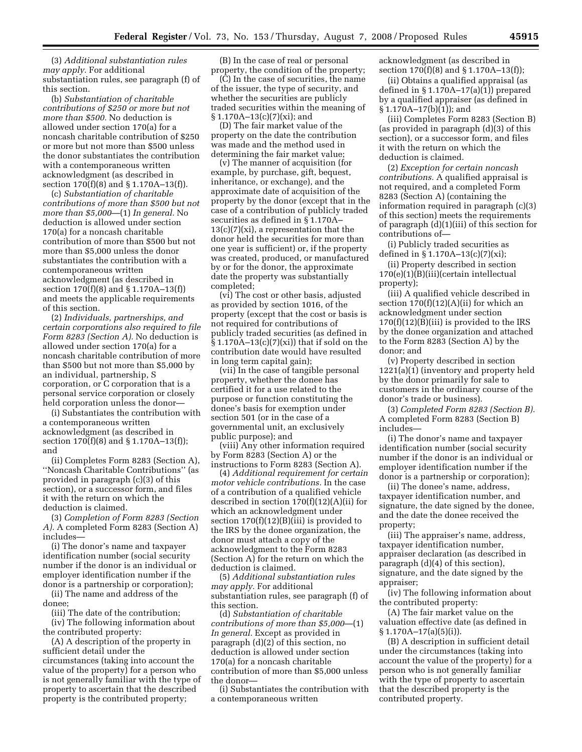(3) *Additional substantiation rules may apply.* For additional substantiation rules, see paragraph (f) of this section.

(b) *Substantiation of charitable contributions of $250 or more but not more than $500.* No deduction is allowed under section 170(a) for a noncash charitable contribution of $250 or more but not more than $500 unless the donor substantiates the contribution with a contemporaneous written acknowledgment (as described in section 170(f)(8) and § 1.170A–13(f)).

(c) *Substantiation of charitable contributions of more than $500 but not more than $5,000*—(1) *In general.* No deduction is allowed under section 170(a) for a noncash charitable contribution of more than $500 but not more than $5,000 unless the donor substantiates the contribution with a contemporaneous written acknowledgment (as described in section 170(f)(8) and § 1.170A–13(f)) and meets the applicable requirements of this section.

(2) *Individuals, partnerships, and certain corporations also required to file Form 8283 (Section A).* No deduction is allowed under section 170(a) for a noncash charitable contribution of more than $500 but not more than $5,000 by an individual, partnership, S corporation, or C corporation that is a personal service corporation or closely held corporation unless the donor—

(i) Substantiates the contribution with a contemporaneous written acknowledgment (as described in section 170(f)(8) and § 1.170A–13(f)); and

(ii) Completes Form 8283 (Section A), ''Noncash Charitable Contributions'' (as provided in paragraph (c)(3) of this section), or a successor form, and files it with the return on which the deduction is claimed.

(3) *Completion of Form 8283 (Section A).* A completed Form 8283 (Section A) includes—

(i) The donor's name and taxpayer identification number (social security number if the donor is an individual or employer identification number if the donor is a partnership or corporation);

(ii) The name and address of the donee;

(iii) The date of the contribution;

(iv) The following information about the contributed property:

(A) A description of the property in sufficient detail under the circumstances (taking into account the value of the property) for a person who is not generally familiar with the type of property to ascertain that the described property is the contributed property;

(B) In the case of real or personal property, the condition of the property;

(C) In the case of securities, the name of the issuer, the type of security, and whether the securities are publicly traded securities within the meaning of § 1.170A–13(c)(7)(xi); and

(D) The fair market value of the property on the date the contribution was made and the method used in determining the fair market value;

(v) The manner of acquisition (for example, by purchase, gift, bequest, inheritance, or exchange), and the approximate date of acquisition of the property by the donor (except that in the case of a contribution of publicly traded securities as defined in § 1.170A–13(c)(7)(xi), a representation that the donor held the securities for more than one year is sufficient) or, if the property was created, produced, or manufactured by or for the donor, the approximate date the property was substantially completed;

(vi) The cost or other basis, adjusted as provided by section 1016, of the property (except that the cost or basis is not required for contributions of publicly traded securities (as defined in § 1.170A–13(c)(7)(xi)) that if sold on the contribution date would have resulted in long term capital gain);

(vii) In the case of tangible personal property, whether the donee has certified it for a use related to the purpose or function constituting the donee's basis for exemption under section 501 (or in the case of a governmental unit, an exclusively public purpose); and

(viii) Any other information required by Form 8283 (Section A) or the instructions to Form 8283 (Section A).

(4) *Additional requirement for certain motor vehicle contributions.* In the case of a contribution of a qualified vehicle described in section 170(f)(12)(A)(ii) for which an acknowledgment under section 170(f)(12)(B)(iii) is provided to the IRS by the donee organization, the donor must attach a copy of the acknowledgment to the Form 8283 (Section A) for the return on which the deduction is claimed.

(5) *Additional substantiation rules may apply.* For additional substantiation rules, see paragraph (f) of this section.

(d) *Substantiation of charitable contributions of more than $5,000*—(1) *In general.* Except as provided in paragraph (d)(2) of this section, no deduction is allowed under section 170(a) for a noncash charitable contribution of more than $5,000 unless the donor—

(i) Substantiates the contribution with a contemporaneous written acknowledgment (as described in section 170(f)(8) and § 1.170A–13(f));

(ii) Obtains a qualified appraisal (as defined in § 1.170A–17(a)(1)) prepared by a qualified appraiser (as defined in § 1.170A–17(b)(1)); and

(iii) Completes Form 8283 (Section B) (as provided in paragraph (d)(3) of this section), or a successor form, and files it with the return on which the deduction is claimed.

(2) *Exception for certain noncash contributions.* A qualified appraisal is not required, and a completed Form 8283 (Section A) (containing the information required in paragraph (c)(3) of this section) meets the requirements of paragraph (d)(1)(iii) of this section for contributions of—

(i) Publicly traded securities as defined in § 1.170A–13(c)(7)(xi);

(ii) Property described in section 170(e)(1)(B)(iii)(certain intellectual property);

(iii) A qualified vehicle described in section 170(f)(12)(A)(ii) for which an acknowledgment under section 170(f)(12)(B)(iii) is provided to the IRS by the donee organization and attached to the Form 8283 (Section A) by the donor; and

(v) Property described in section 1221(a)(1) (inventory and property held by the donor primarily for sale to customers in the ordinary course of the donor's trade or business).

(3) *Completed Form 8283 (Section B).* A completed Form 8283 (Section B) includes—

(i) The donor's name and taxpayer identification number (social security number if the donor is an individual or employer identification number if the donor is a partnership or corporation);

(ii) The donee's name, address, taxpayer identification number, and signature, the date signed by the donee, and the date the donee received the property;

(iii) The appraiser's name, address, taxpayer identification number, appraiser declaration (as described in paragraph (d)(4) of this section), signature, and the date signed by the appraiser;

(iv) The following information about the contributed property:

(A) The fair market value on the valuation effective date (as defined in § 1.170A–17(a)(5)(i)).

(B) A description in sufficient detail under the circumstances (taking into account the value of the property) for a person who is not generally familiar with the type of property to ascertain that the described property is the contributed property.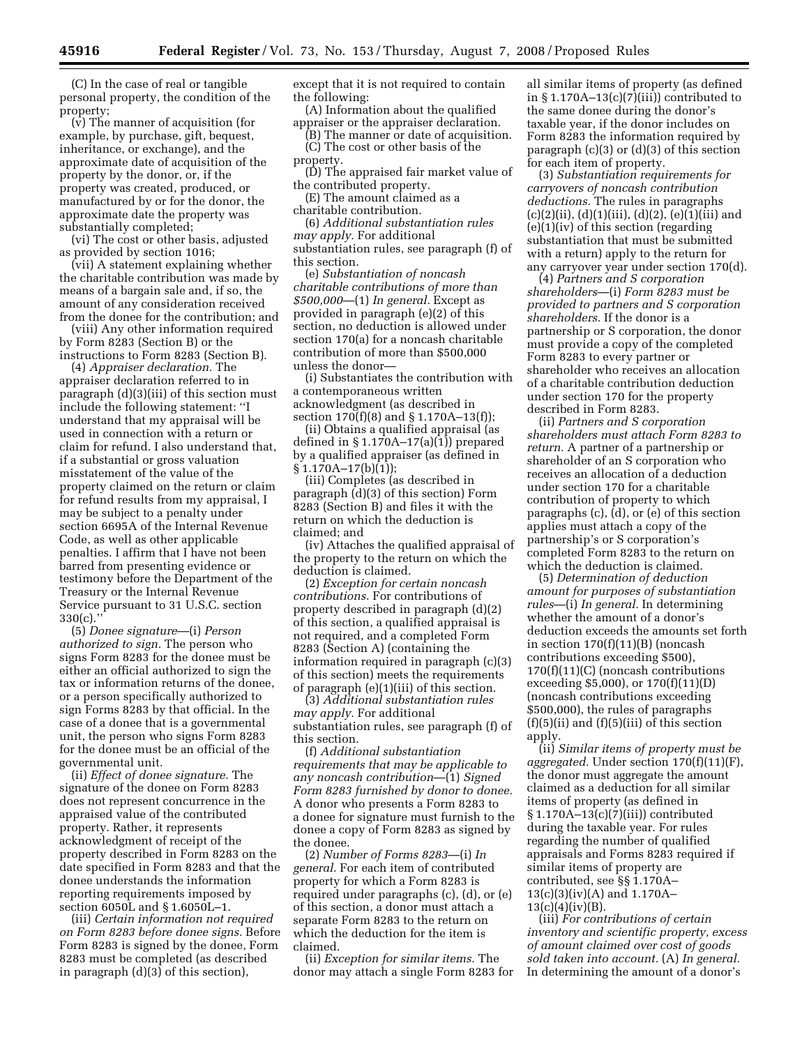(C) In the case of real or tangible personal property, the condition of the property;

(v) The manner of acquisition (for example, by purchase, gift, bequest, inheritance, or exchange), and the approximate date of acquisition of the property by the donor, or, if the property was created, produced, or manufactured by or for the donor, the approximate date the property was substantially completed;

(vi) The cost or other basis, adjusted as provided by section 1016;

(vii) A statement explaining whether the charitable contribution was made by means of a bargain sale and, if so, the amount of any consideration received from the donee for the contribution; and

(viii) Any other information required by Form 8283 (Section B) or the instructions to Form 8283 (Section B).

(4) *Appraiser declaration.* The appraiser declaration referred to in paragraph (d)(3)(iii) of this section must include the following statement: ''I understand that my appraisal will be used in connection with a return or claim for refund. I also understand that, if a substantial or gross valuation misstatement of the value of the property claimed on the return or claim for refund results from my appraisal, I may be subject to a penalty under section 6695A of the Internal Revenue Code, as well as other applicable penalties. I affirm that I have not been barred from presenting evidence or testimony before the Department of the Treasury or the Internal Revenue Service pursuant to 31 U.S.C. section 330(c).''

(5) *Donee signature*—(i) *Person authorized to sign.* The person who signs Form 8283 for the donee must be either an official authorized to sign the tax or information returns of the donee, or a person specifically authorized to sign Forms 8283 by that official. In the case of a donee that is a governmental unit, the person who signs Form 8283 for the donee must be an official of the governmental unit.

(ii) *Effect of donee signature.* The signature of the donee on Form 8283 does not represent concurrence in the appraised value of the contributed property. Rather, it represents acknowledgment of receipt of the property described in Form 8283 on the date specified in Form 8283 and that the donee understands the information reporting requirements imposed by section 6050L and § 1.6050L–1.

(iii) *Certain information not required on Form 8283 before donee signs.* Before Form 8283 is signed by the donee, Form 8283 must be completed (as described in paragraph (d)(3) of this section), except that it is not required to contain the following:

(A) Information about the qualified appraiser or the appraiser declaration.

(B) The manner or date of acquisition.

(C) The cost or other basis of the property.

(D) The appraised fair market value of the contributed property.

(E) The amount claimed as a charitable contribution.

(6) *Additional substantiation rules may apply.* For additional substantiation rules, see paragraph (f) of this section.

(e) *Substantiation of noncash charitable contributions of more than $500,000*—(1) *In general.* Except as provided in paragraph (e)(2) of this section, no deduction is allowed under section 170(a) for a noncash charitable contribution of more than $500,000 unless the donor—

(i) Substantiates the contribution with a contemporaneous written acknowledgment (as described in section 170(f)(8) and § 1.170A–13(f));

(ii) Obtains a qualified appraisal (as defined in § 1.170A–17(a)(1)) prepared by a qualified appraiser (as defined in § 1.170A–17(b)(1));

(iii) Completes (as described in paragraph (d)(3) of this section) Form 8283 (Section B) and files it with the return on which the deduction is claimed; and

(iv) Attaches the qualified appraisal of the property to the return on which the deduction is claimed.

(2) *Exception for certain noncash contributions.* For contributions of property described in paragraph (d)(2) of this section, a qualified appraisal is not required, and a completed Form 8283 (Section A) (containing the information required in paragraph (c)(3) of this section) meets the requirements of paragraph (e)(1)(iii) of this section.

(3) *Additional substantiation rules may apply.* For additional substantiation rules, see paragraph (f) of this section.

(f) *Additional substantiation requirements that may be applicable to any noncash contribution*—(1) *Signed Form 8283 furnished by donor to donee.* A donor who presents a Form 8283 to a donee for signature must furnish to the donee a copy of Form 8283 as signed by the donee.

(2) *Number of Forms 8283*—(i) *In general.* For each item of contributed property for which a Form 8283 is required under paragraphs (c), (d), or (e) of this section, a donor must attach a separate Form 8283 to the return on which the deduction for the item is claimed.

(ii) *Exception for similar items.* The donor may attach a single Form 8283 for all similar items of property (as defined in § 1.170A–13(c)(7)(iii)) contributed to the same donee during the donor's taxable year, if the donor includes on Form 8283 the information required by paragraph (c)(3) or (d)(3) of this section for each item of property.

(3) *Substantiation requirements for carryovers of noncash contribution deductions.* The rules in paragraphs (c)(2)(ii), (d)(1)(iii), (d)(2), (e)(1)(iii) and (e)(1)(iv) of this section (regarding substantiation that must be submitted with a return) apply to the return for any carryover year under section 170(d).

(4) *Partners and S corporation shareholders*—(i) *Form 8283 must be provided to partners and S corporation shareholders.* If the donor is a partnership or S corporation, the donor must provide a copy of the completed Form 8283 to every partner or shareholder who receives an allocation of a charitable contribution deduction under section 170 for the property described in Form 8283.

(ii) *Partners and S corporation shareholders must attach Form 8283 to return.* A partner of a partnership or shareholder of an S corporation who receives an allocation of a deduction under section 170 for a charitable contribution of property to which paragraphs (c), (d), or (e) of this section applies must attach a copy of the partnership's or S corporation's completed Form 8283 to the return on which the deduction is claimed.

(5) *Determination of deduction amount for purposes of substantiation rules*—(i) *In general.* In determining whether the amount of a donor's deduction exceeds the amounts set forth in section 170(f)(11)(B) (noncash contributions exceeding $500), 170(f)(11)(C) (noncash contributions exceeding $5,000), or 170(f)(11)(D) (noncash contributions exceeding $500,000), the rules of paragraphs (f)(5)(ii) and (f)(5)(iii) of this section apply.

(ii) *Similar items of property must be aggregated.* Under section 170(f)(11)(F), the donor must aggregate the amount claimed as a deduction for all similar items of property (as defined in § 1.170A–13(c)(7)(iii)) contributed during the taxable year. For rules regarding the number of qualified appraisals and Forms 8283 required if similar items of property are contributed, see §§ 1.170A–13(c)(3)(iv)(A) and 1.170A–13(c)(4)(iv)(B).

(iii) *For contributions of certain inventory and scientific property, excess of amount claimed over cost of goods sold taken into account.* (A) *In general.* In determining the amount of a donor's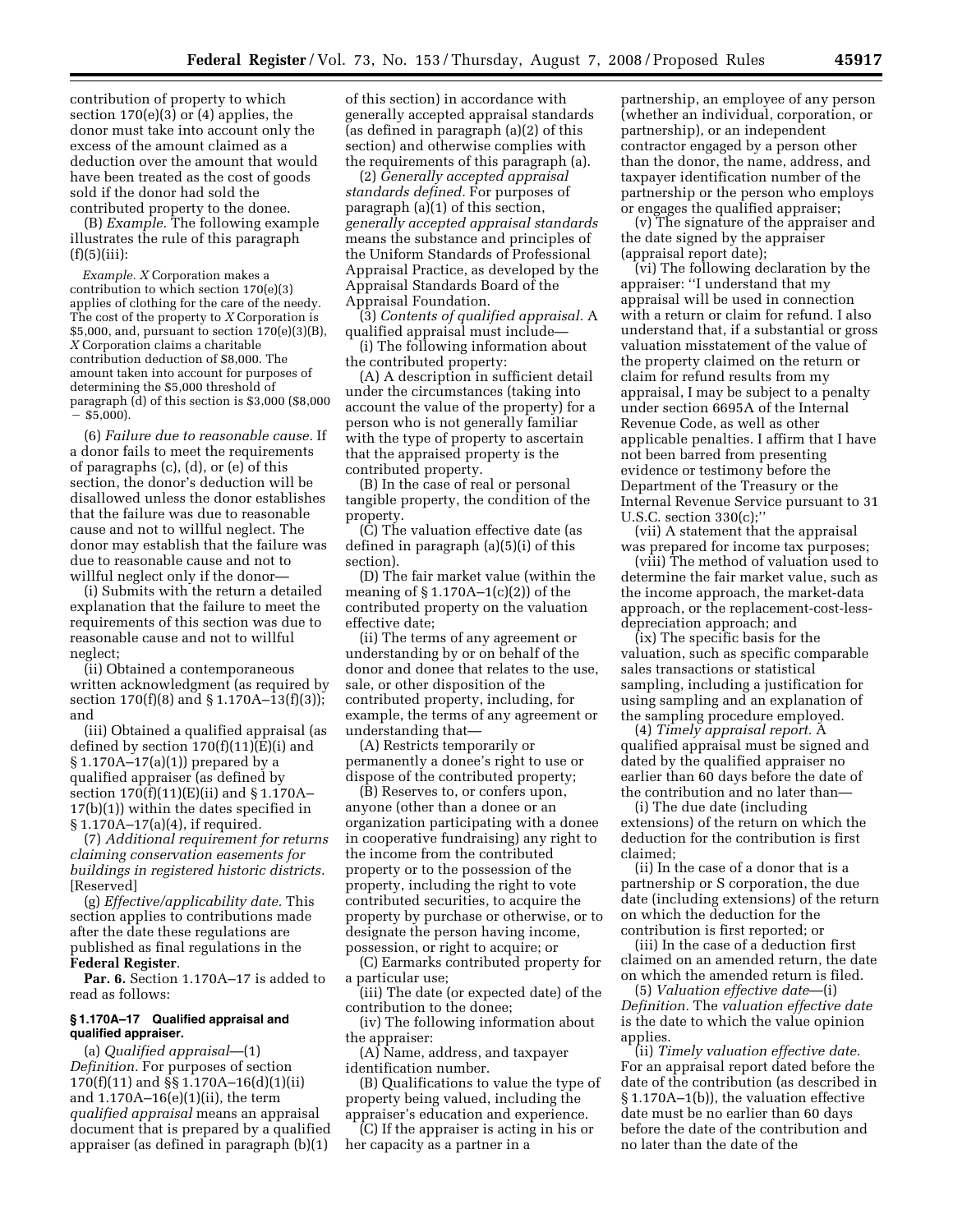contribution of property to which section 170(e)(3) or (4) applies, the donor must take into account only the excess of the amount claimed as a deduction over the amount that would have been treated as the cost of goods sold if the donor had sold the contributed property to the donee.

(B) *Example.* The following example illustrates the rule of this paragraph (f)(5)(iii):

*Example. X* Corporation makes a contribution to which section 170(e)(3) applies of clothing for the care of the needy. The cost of the property to *X* Corporation is $5,000, and, pursuant to section 170(e)(3)(B), *X* Corporation claims a charitable contribution deduction of $8,000. The amount taken into account for purposes of determining the $5,000 threshold of paragraph (d) of this section is $3,000 ($8,000 − $5,000).

(6) *Failure due to reasonable cause.* If a donor fails to meet the requirements of paragraphs (c), (d), or (e) of this section, the donor's deduction will be disallowed unless the donor establishes that the failure was due to reasonable cause and not to willful neglect. The donor may establish that the failure was due to reasonable cause and not to willful neglect only if the donor—

(i) Submits with the return a detailed explanation that the failure to meet the requirements of this section was due to reasonable cause and not to willful neglect;

(ii) Obtained a contemporaneous written acknowledgment (as required by section 170(f)(8) and § 1.170A–13(f)(3)); and

(iii) Obtained a qualified appraisal (as defined by section 170(f)(11)(E)(i) and § 1.170A–17(a)(1)) prepared by a qualified appraiser (as defined by section 170(f)(11)(E)(ii) and § 1.170A–17(b)(1)) within the dates specified in § 1.170A–17(a)(4), if required.

(7) *Additional requirement for returns claiming conservation easements for buildings in registered historic districts.* [Reserved]

(g) *Effective/applicability date.* This section applies to contributions made after the date these regulations are published as final regulations in the **Federal Register**.

**Par. 6.** Section 1.170A–17 is added to read as follows:

### § 1.170A–17 Qualified appraisal and qualified appraiser.

(a) *Qualified appraisal*—(1) *Definition.* For purposes of section 170(f)(11) and §§ 1.170A–16(d)(1)(ii) and 1.170A–16(e)(1)(ii), the term *qualified appraisal* means an appraisal document that is prepared by a qualified appraiser (as defined in paragraph (b)(1) of this section) in accordance with generally accepted appraisal standards (as defined in paragraph (a)(2) of this section) and otherwise complies with the requirements of this paragraph (a).

(2) *Generally accepted appraisal standards defined.* For purposes of paragraph (a)(1) of this section, *generally accepted appraisal standards* means the substance and principles of the Uniform Standards of Professional Appraisal Practice, as developed by the Appraisal Standards Board of the Appraisal Foundation.

(3) *Contents of qualified appraisal.* A qualified appraisal must include—

(i) The following information about the contributed property:

(A) A description in sufficient detail under the circumstances (taking into account the value of the property) for a person who is not generally familiar with the type of property to ascertain that the appraised property is the contributed property.

(B) In the case of real or personal tangible property, the condition of the property.

(C) The valuation effective date (as defined in paragraph (a)(5)(i) of this section).

(D) The fair market value (within the meaning of § 1.170A–1(c)(2)) of the contributed property on the valuation effective date;

(ii) The terms of any agreement or understanding by or on behalf of the donor and donee that relates to the use, sale, or other disposition of the contributed property, including, for example, the terms of any agreement or understanding that—

(A) Restricts temporarily or permanently a donee's right to use or dispose of the contributed property;

(B) Reserves to, or confers upon, anyone (other than a donee or an organization participating with a donee in cooperative fundraising) any right to the income from the contributed property or to the possession of the property, including the right to vote contributed securities, to acquire the property by purchase or otherwise, or to designate the person having income, possession, or right to acquire; or

(C) Earmarks contributed property for a particular use;

(iii) The date (or expected date) of the contribution to the donee;

(iv) The following information about the appraiser:

(A) Name, address, and taxpayer identification number.

(B) Qualifications to value the type of property being valued, including the appraiser's education and experience.

(C) If the appraiser is acting in his or her capacity as a partner in a partnership, an employee of any person (whether an individual, corporation, or partnership), or an independent contractor engaged by a person other than the donor, the name, address, and taxpayer identification number of the partnership or the person who employs or engages the qualified appraiser;

(v) The signature of the appraiser and the date signed by the appraiser (appraisal report date);

(vi) The following declaration by the appraiser: ''I understand that my appraisal will be used in connection with a return or claim for refund. I also understand that, if a substantial or gross valuation misstatement of the value of the property claimed on the return or claim for refund results from my appraisal, I may be subject to a penalty under section 6695A of the Internal Revenue Code, as well as other applicable penalties. I affirm that I have not been barred from presenting evidence or testimony before the Department of the Treasury or the Internal Revenue Service pursuant to 31 U.S.C. section 330(c);''

(vii) A statement that the appraisal was prepared for income tax purposes;

(viii) The method of valuation used to determine the fair market value, such as the income approach, the market-data approach, or the replacement-cost-less-depreciation approach; and

(ix) The specific basis for the valuation, such as specific comparable sales transactions or statistical sampling, including a justification for using sampling and an explanation of the sampling procedure employed.

(4) *Timely appraisal report.* A qualified appraisal must be signed and dated by the qualified appraiser no earlier than 60 days before the date of the contribution and no later than—

(i) The due date (including extensions) of the return on which the deduction for the contribution is first claimed;

(ii) In the case of a donor that is a partnership or S corporation, the due date (including extensions) of the return on which the deduction for the contribution is first reported; or

(iii) In the case of a deduction first claimed on an amended return, the date on which the amended return is filed.

(5) *Valuation effective date*—(i) *Definition.* The *valuation effective date* is the date to which the value opinion applies.

(ii) *Timely valuation effective date.* For an appraisal report dated before the date of the contribution (as described in § 1.170A–1(b)), the valuation effective date must be no earlier than 60 days before the date of the contribution and no later than the date of the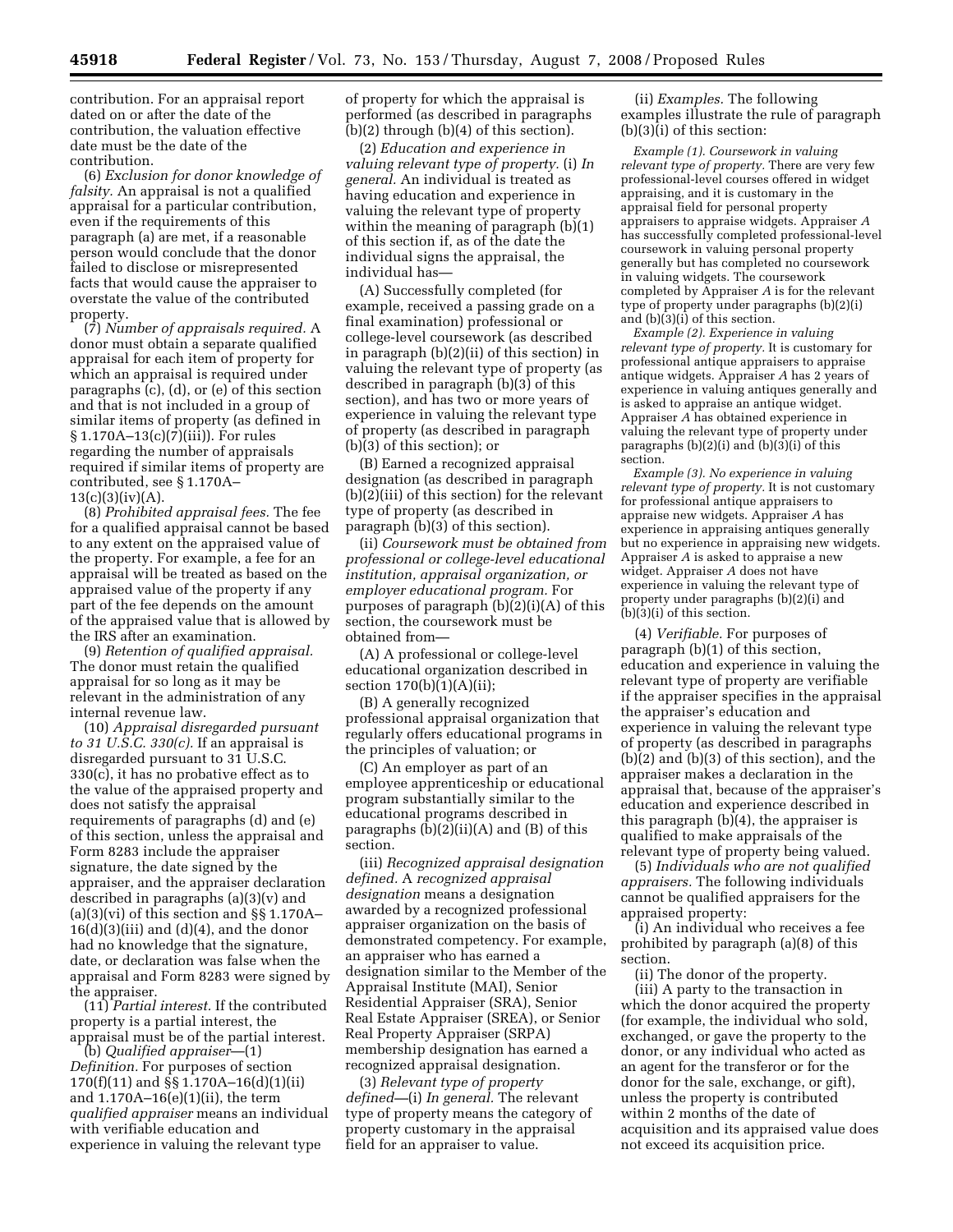contribution. For an appraisal report dated on or after the date of the contribution, the valuation effective date must be the date of the contribution.

(6) *Exclusion for donor knowledge of falsity.* An appraisal is not a qualified appraisal for a particular contribution, even if the requirements of this paragraph (a) are met, if a reasonable person would conclude that the donor failed to disclose or misrepresented facts that would cause the appraiser to overstate the value of the contributed property.

(7) *Number of appraisals required.* A donor must obtain a separate qualified appraisal for each item of property for which an appraisal is required under paragraphs (c), (d), or (e) of this section and that is not included in a group of similar items of property (as defined in § 1.170A–13(c)(7)(iii)). For rules regarding the number of appraisals required if similar items of property are contributed, see § 1.170A–13(c)(3)(iv)(A).

(8) *Prohibited appraisal fees.* The fee for a qualified appraisal cannot be based to any extent on the appraised value of the property. For example, a fee for an appraisal will be treated as based on the appraised value of the property if any part of the fee depends on the amount of the appraised value that is allowed by the IRS after an examination.

(9) *Retention of qualified appraisal.* The donor must retain the qualified appraisal for so long as it may be relevant in the administration of any internal revenue law.

(10) *Appraisal disregarded pursuant to 31 U.S.C. 330(c).* If an appraisal is disregarded pursuant to 31 U.S.C. 330(c), it has no probative effect as to the value of the appraised property and does not satisfy the appraisal requirements of paragraphs (d) and (e) of this section, unless the appraisal and Form 8283 include the appraiser signature, the date signed by the appraiser, and the appraiser declaration described in paragraphs (a)(3)(v) and (a)(3)(vi) of this section and §§ 1.170A–16(d)(3)(iii) and (d)(4), and the donor had no knowledge that the signature, date, or declaration was false when the appraisal and Form 8283 were signed by the appraiser.

(11) *Partial interest.* If the contributed property is a partial interest, the appraisal must be of the partial interest.

(b) *Qualified appraiser*—(1) *Definition.* For purposes of section 170(f)(11) and §§ 1.170A–16(d)(1)(ii) and 1.170A–16(e)(1)(ii), the term *qualified appraiser* means an individual with verifiable education and experience in valuing the relevant type of property for which the appraisal is performed (as described in paragraphs (b)(2) through (b)(4) of this section).

(2) *Education and experience in valuing relevant type of property.* (i) *In general.* An individual is treated as having education and experience in valuing the relevant type of property within the meaning of paragraph (b)(1) of this section if, as of the date the individual signs the appraisal, the individual has—

(A) Successfully completed (for example, received a passing grade on a final examination) professional or college-level coursework (as described in paragraph (b)(2)(ii) of this section) in valuing the relevant type of property (as described in paragraph (b)(3) of this section), and has two or more years of experience in valuing the relevant type of property (as described in paragraph (b)(3) of this section); or

(B) Earned a recognized appraisal designation (as described in paragraph (b)(2)(iii) of this section) for the relevant type of property (as described in paragraph (b)(3) of this section).

(ii) *Coursework must be obtained from professional or college-level educational institution, appraisal organization, or employer educational program.* For purposes of paragraph (b)(2)(i)(A) of this section, the coursework must be obtained from—

(A) A professional or college-level educational organization described in section 170(b)(1)(A)(ii);

(B) A generally recognized professional appraisal organization that regularly offers educational programs in the principles of valuation; or

(C) An employer as part of an employee apprenticeship or educational program substantially similar to the educational programs described in paragraphs (b)(2)(ii)(A) and (B) of this section.

(iii) *Recognized appraisal designation defined.* A *recognized appraisal designation* means a designation awarded by a recognized professional appraiser organization on the basis of demonstrated competency. For example, an appraiser who has earned a designation similar to the Member of the Appraisal Institute (MAI), Senior Residential Appraiser (SRA), Senior Real Estate Appraiser (SREA), or Senior Real Property Appraiser (SRPA) membership designation has earned a recognized appraisal designation.

(3) *Relevant type of property defined*—(i) *In general.* The relevant type of property means the category of property customary in the appraisal field for an appraiser to value.

(ii) *Examples.* The following examples illustrate the rule of paragraph (b)(3)(i) of this section:

*Example (1). Coursework in valuing relevant type of property.* There are very few professional-level courses offered in widget appraising, and it is customary in the appraisal field for personal property appraisers to appraise widgets. Appraiser *A* has successfully completed professional-level coursework in valuing personal property generally but has completed no coursework in valuing widgets. The coursework completed by Appraiser *A* is for the relevant type of property under paragraphs (b)(2)(i) and (b)(3)(i) of this section.

*Example (2). Experience in valuing relevant type of property.* It is customary for professional antique appraisers to appraise antique widgets. Appraiser *A* has 2 years of experience in valuing antiques generally and is asked to appraise an antique widget. Appraiser *A* has obtained experience in valuing the relevant type of property under paragraphs (b)(2)(i) and (b)(3)(i) of this section.

*Example (3). No experience in valuing relevant type of property.* It is not customary for professional antique appraisers to appraise new widgets. Appraiser *A* has experience in appraising antiques generally but no experience in appraising new widgets. Appraiser *A* is asked to appraise a new widget. Appraiser *A* does not have experience in valuing the relevant type of property under paragraphs (b)(2)(i) and (b)(3)(i) of this section.

(4) *Verifiable.* For purposes of paragraph (b)(1) of this section, education and experience in valuing the relevant type of property are verifiable if the appraiser specifies in the appraisal the appraiser's education and experience in valuing the relevant type of property (as described in paragraphs (b)(2) and (b)(3) of this section), and the appraiser makes a declaration in the appraisal that, because of the appraiser's education and experience described in this paragraph (b)(4), the appraiser is qualified to make appraisals of the relevant type of property being valued.

(5) *Individuals who are not qualified appraisers.* The following individuals cannot be qualified appraisers for the appraised property:

(i) An individual who receives a fee prohibited by paragraph (a)(8) of this section.

(ii) The donor of the property.

(iii) A party to the transaction in which the donor acquired the property (for example, the individual who sold, exchanged, or gave the property to the donor, or any individual who acted as an agent for the transferor or for the donor for the sale, exchange, or gift), unless the property is contributed within 2 months of the date of acquisition and its appraised value does not exceed its acquisition price.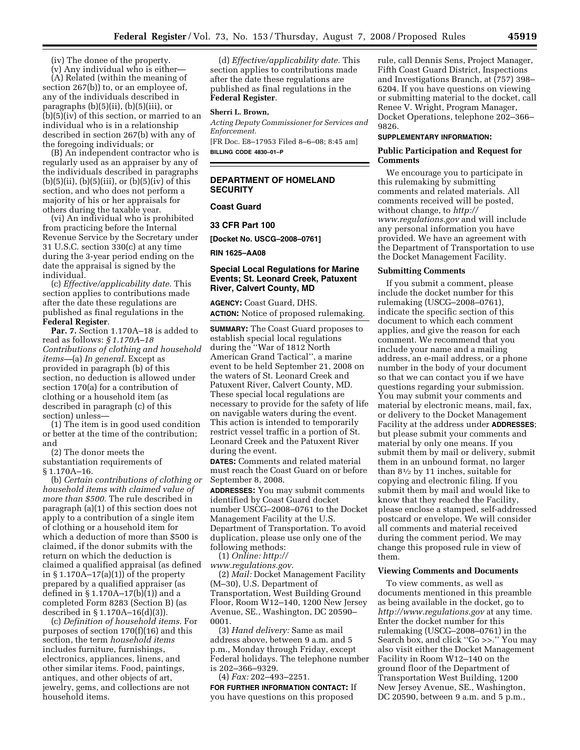(iv) The donee of the property.

(v) Any individual who is either—

(A) Related (within the meaning of section 267(b)) to, or an employee of, any of the individuals described in paragraphs (b)(5)(ii), (b)(5)(iii), or (b)(5)(iv) of this section, or married to an individual who is in a relationship described in section 267(b) with any of the foregoing individuals; or

(B) An independent contractor who is regularly used as an appraiser by any of the individuals described in paragraphs (b)(5)(ii), (b)(5)(iii), or (b)(5)(iv) of this section, and who does not perform a majority of his or her appraisals for others during the taxable year.

(vi) An individual who is prohibited from practicing before the Internal Revenue Service by the Secretary under 31 U.S.C. section 330(c) at any time during the 3-year period ending on the date the appraisal is signed by the individual.

(c) *Effective/applicability date.* This section applies to contributions made after the date these regulations are published as final regulations in the **Federal Register**.

**Par. 7.** Section 1.170A–18 is added to read as follows: *§ 1.170A–18 Contributions of clothing and household items*—(a) *In general.* Except as provided in paragraph (b) of this section, no deduction is allowed under section 170(a) for a contribution of clothing or a household item (as described in paragraph (c) of this section) unless—

(1) The item is in good used condition or better at the time of the contribution; and

(2) The donor meets the substantiation requirements of § 1.170A–16.

(b) *Certain contributions of clothing or household items with claimed value of more than $500.* The rule described in paragraph (a)(1) of this section does not apply to a contribution of a single item of clothing or a household item for which a deduction of more than $500 is claimed, if the donor submits with the return on which the deduction is claimed a qualified appraisal (as defined in § 1.170A–17(a)(1)) of the property prepared by a qualified appraiser (as defined in § 1.170A–17(b)(1)) and a completed Form 8283 (Section B) (as described in § 1.170A–16(d)(3)).

(c) *Definition of household items.* For purposes of section 170(f)(16) and this section, the term *household items* includes furniture, furnishings, electronics, appliances, linens, and other similar items. Food, paintings, antiques, and other objects of art, jewelry, gems, and collections are not household items.

(d) *Effective/applicability date.* This section applies to contributions made after the date these regulations are published as final regulations in the **Federal Register**.

**Sherri L. Brown,**

*Acting Deputy Commissioner for Services and Enforcement.*

[FR Doc. E8–17953 Filed 8–6–08; 8:45 am]

**BILLING CODE 4830–01–P**

---

## DEPARTMENT OF HOMELAND SECURITY

### Coast Guard

### 33 CFR Part 100

**[Docket No. USCG–2008–0761]**

**RIN 1625–AA08**

## Special Local Regulations for Marine Events; St. Leonard Creek, Patuxent River, Calvert County, MD

**AGENCY:** Coast Guard, DHS.

**ACTION:** Notice of proposed rulemaking.

**SUMMARY:** The Coast Guard proposes to establish special local regulations during the ''War of 1812 North American Grand Tactical'', a marine event to be held September 21, 2008 on the waters of St. Leonard Creek and Patuxent River, Calvert County, MD. These special local regulations are necessary to provide for the safety of life on navigable waters during the event. This action is intended to temporarily restrict vessel traffic in a portion of St. Leonard Creek and the Patuxent River during the event.

**DATES:** Comments and related material must reach the Coast Guard on or before September 8, 2008.

**ADDRESSES:** You may submit comments identified by Coast Guard docket number USCG–2008–0761 to the Docket Management Facility at the U.S. Department of Transportation. To avoid duplication, please use only one of the following methods:

(1) *Online: http://www.regulations.gov.*

(2) *Mail:* Docket Management Facility (M–30), U.S. Department of Transportation, West Building Ground Floor, Room W12–140, 1200 New Jersey Avenue, SE., Washington, DC 20590–0001.

(3) *Hand delivery:* Same as mail address above, between 9 a.m. and 5 p.m., Monday through Friday, except Federal holidays. The telephone number is 202–366–9329.

(4) *Fax:* 202–493–2251.

**FOR FURTHER INFORMATION CONTACT:** If you have questions on this proposed rule, call Dennis Sens, Project Manager, Fifth Coast Guard District, Inspections and Investigations Branch, at (757) 398–6204. If you have questions on viewing or submitting material to the docket, call Renee V. Wright, Program Manager, Docket Operations, telephone 202–366–9826.

**SUPPLEMENTARY INFORMATION:**

### Public Participation and Request for Comments

We encourage you to participate in this rulemaking by submitting comments and related materials. All comments received will be posted, without change, to *http://www.regulations.gov* and will include any personal information you have provided. We have an agreement with the Department of Transportation to use the Docket Management Facility.

### Submitting Comments

If you submit a comment, please include the docket number for this rulemaking (USCG–2008–0761), indicate the specific section of this document to which each comment applies, and give the reason for each comment. We recommend that you include your name and a mailing address, an e-mail address, or a phone number in the body of your document so that we can contact you if we have questions regarding your submission. You may submit your comments and material by electronic means, mail, fax, or delivery to the Docket Management Facility at the address under **ADDRESSES**; but please submit your comments and material by only one means. If you submit them by mail or delivery, submit them in an unbound format, no larger than 8½ by 11 inches, suitable for copying and electronic filing. If you submit them by mail and would like to know that they reached the Facility, please enclose a stamped, self-addressed postcard or envelope. We will consider all comments and material received during the comment period. We may change this proposed rule in view of them.

### Viewing Comments and Documents

To view comments, as well as documents mentioned in this preamble as being available in the docket, go to *http://www.regulations.gov* at any time. Enter the docket number for this rulemaking (USCG–2008–0761) in the Search box, and click ''Go >>.'' You may also visit either the Docket Management Facility in Room W12–140 on the ground floor of the Department of Transportation West Building, 1200 New Jersey Avenue, SE., Washington, DC 20590, between 9 a.m. and 5 p.m.,